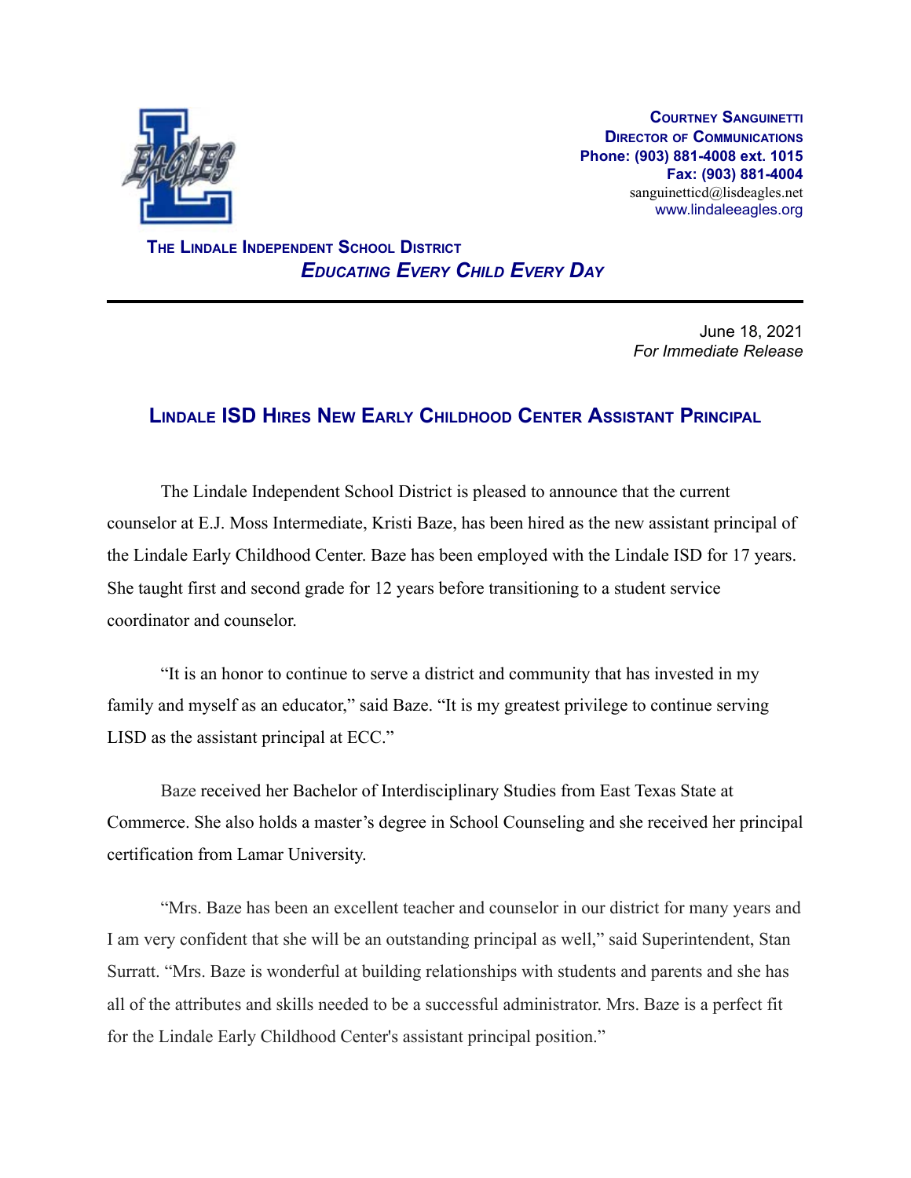**Courtney Sanguinetti**
**Director of Communications**
**Phone: (903) 881-4008 ext. 1015**
**Fax: (903) 881-4004**
sanguinetticd@lisdeagles.net
www.lindaleeagles.org

**The Lindale Independent School District**
***Educating Every Child Every Day***

---

June 18, 2021
*For Immediate Release*

## Lindale ISD Hires New Early Childhood Center Assistant Principal

The Lindale Independent School District is pleased to announce that the current counselor at E.J. Moss Intermediate, Kristi Baze, has been hired as the new assistant principal of the Lindale Early Childhood Center. Baze has been employed with the Lindale ISD for 17 years. She taught first and second grade for 12 years before transitioning to a student service coordinator and counselor.

"It is an honor to continue to serve a district and community that has invested in my family and myself as an educator," said Baze. "It is my greatest privilege to continue serving LISD as the assistant principal at ECC."

Baze received her Bachelor of Interdisciplinary Studies from East Texas State at Commerce. She also holds a master's degree in School Counseling and she received her principal certification from Lamar University.

"Mrs. Baze has been an excellent teacher and counselor in our district for many years and I am very confident that she will be an outstanding principal as well," said Superintendent, Stan Surratt. "Mrs. Baze is wonderful at building relationships with students and parents and she has all of the attributes and skills needed to be a successful administrator. Mrs. Baze is a perfect fit for the Lindale Early Childhood Center's assistant principal position."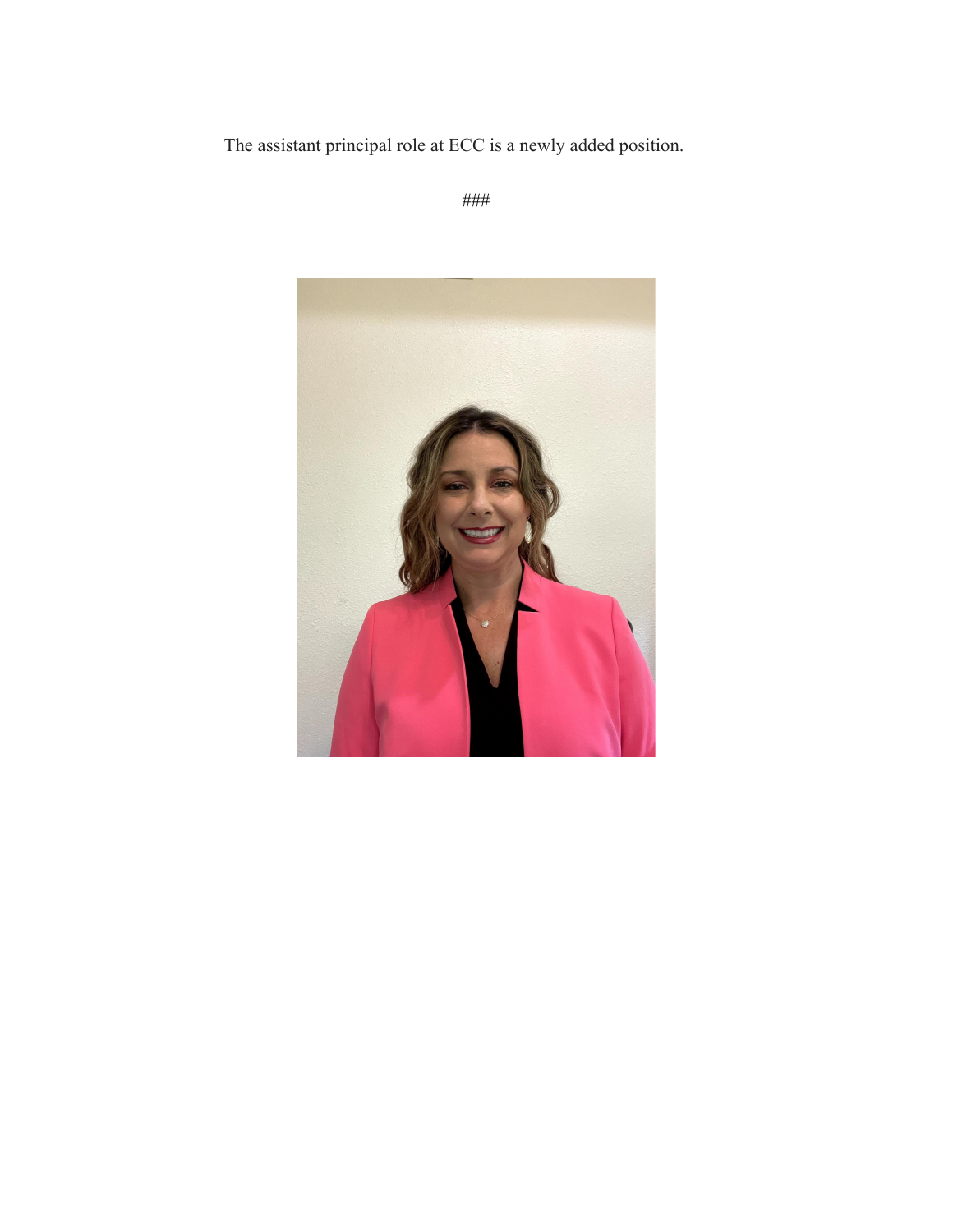The assistant principal role at ECC is a newly added position.

###